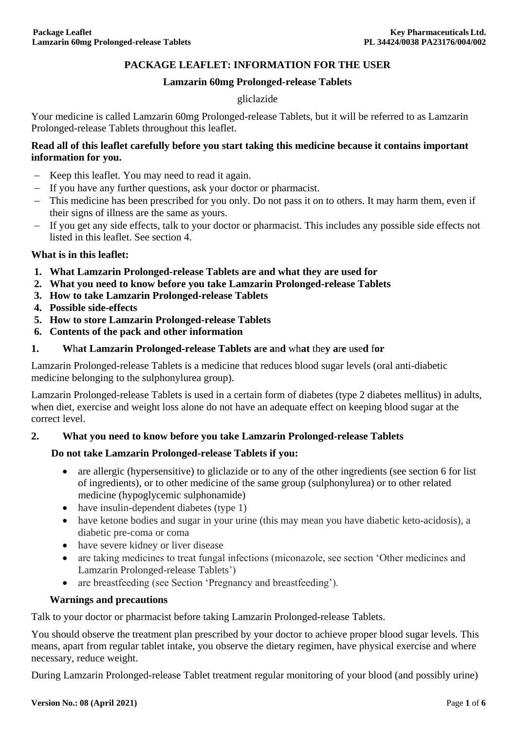# PACKAGE LEAFLET: INFORMATION FOR THE USER

## Lamzarin 60mg Prolonged-release Tablets

gliclazide

Your medicine is called Lamzarin 60mg Prolonged-release Tablets, but it will be referred to as Lamzarin Prolonged-release Tablets throughout this leaflet.

**Read all of this leaflet carefully before you start taking this medicine because it contains important information for you.**

- Keep this leaflet. You may need to read it again.
- If you have any further questions, ask your doctor or pharmacist.
- This medicine has been prescribed for you only. Do not pass it on to others. It may harm them, even if their signs of illness are the same as yours.
- If you get any side effects, talk to your doctor or pharmacist. This includes any possible side effects not listed in this leaflet. See section 4.

**What is in this leaflet:**

1. **What Lamzarin Prolonged-release Tablets are and what they are used for**
2. **What you need to know before you take Lamzarin Prolonged-release Tablets**
3. **How to take Lamzarin Prolonged-release Tablets**
4. **Possible side-effects**
5. **How to store Lamzarin Prolonged-release Tablets**
6. **Contents of the pack and other information**

## 1. What Lamzarin Prolonged-release Tablets are and what they are used for

Lamzarin Prolonged-release Tablets is a medicine that reduces blood sugar levels (oral anti-diabetic medicine belonging to the sulphonylurea group).

Lamzarin Prolonged-release Tablets is used in a certain form of diabetes (type 2 diabetes mellitus) in adults, when diet, exercise and weight loss alone do not have an adequate effect on keeping blood sugar at the correct level.

## 2. What you need to know before you take Lamzarin Prolonged-release Tablets

### Do not take Lamzarin Prolonged-release Tablets if you:

- are allergic (hypersensitive) to gliclazide or to any of the other ingredients (see section 6 for list of ingredients), or to other medicine of the same group (sulphonylurea) or to other related medicine (hypoglycemic sulphonamide)
- have insulin-dependent diabetes (type 1)
- have ketone bodies and sugar in your urine (this may mean you have diabetic keto-acidosis), a diabetic pre-coma or coma
- have severe kidney or liver disease
- are taking medicines to treat fungal infections (miconazole, see section 'Other medicines and Lamzarin Prolonged-release Tablets')
- are breastfeeding (see Section 'Pregnancy and breastfeeding').

### Warnings and precautions

Talk to your doctor or pharmacist before taking Lamzarin Prolonged-release Tablets.

You should observe the treatment plan prescribed by your doctor to achieve proper blood sugar levels. This means, apart from regular tablet intake, you observe the dietary regimen, have physical exercise and where necessary, reduce weight.

During Lamzarin Prolonged-release Tablet treatment regular monitoring of your blood (and possibly urine)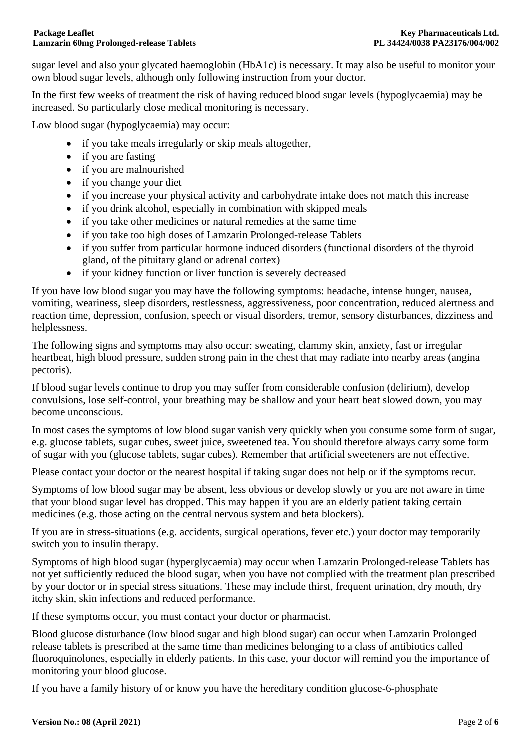sugar level and also your glycated haemoglobin (HbA1c) is necessary. It may also be useful to monitor your own blood sugar levels, although only following instruction from your doctor.

In the first few weeks of treatment the risk of having reduced blood sugar levels (hypoglycaemia) may be increased. So particularly close medical monitoring is necessary.

Low blood sugar (hypoglycaemia) may occur:

- if you take meals irregularly or skip meals altogether,
- if you are fasting
- if you are malnourished
- if you change your diet
- if you increase your physical activity and carbohydrate intake does not match this increase
- if you drink alcohol, especially in combination with skipped meals
- if you take other medicines or natural remedies at the same time
- if you take too high doses of Lamzarin Prolonged-release Tablets
- if you suffer from particular hormone induced disorders (functional disorders of the thyroid gland, of the pituitary gland or adrenal cortex)
- if your kidney function or liver function is severely decreased

If you have low blood sugar you may have the following symptoms: headache, intense hunger, nausea, vomiting, weariness, sleep disorders, restlessness, aggressiveness, poor concentration, reduced alertness and reaction time, depression, confusion, speech or visual disorders, tremor, sensory disturbances, dizziness and helplessness.

The following signs and symptoms may also occur: sweating, clammy skin, anxiety, fast or irregular heartbeat, high blood pressure, sudden strong pain in the chest that may radiate into nearby areas (angina pectoris).

If blood sugar levels continue to drop you may suffer from considerable confusion (delirium), develop convulsions, lose self-control, your breathing may be shallow and your heart beat slowed down, you may become unconscious.

In most cases the symptoms of low blood sugar vanish very quickly when you consume some form of sugar, e.g. glucose tablets, sugar cubes, sweet juice, sweetened tea. You should therefore always carry some form of sugar with you (glucose tablets, sugar cubes). Remember that artificial sweeteners are not effective.

Please contact your doctor or the nearest hospital if taking sugar does not help or if the symptoms recur.

Symptoms of low blood sugar may be absent, less obvious or develop slowly or you are not aware in time that your blood sugar level has dropped. This may happen if you are an elderly patient taking certain medicines (e.g. those acting on the central nervous system and beta blockers).

If you are in stress-situations (e.g. accidents, surgical operations, fever etc.) your doctor may temporarily switch you to insulin therapy.

Symptoms of high blood sugar (hyperglycaemia) may occur when Lamzarin Prolonged-release Tablets has not yet sufficiently reduced the blood sugar, when you have not complied with the treatment plan prescribed by your doctor or in special stress situations. These may include thirst, frequent urination, dry mouth, dry itchy skin, skin infections and reduced performance.

If these symptoms occur, you must contact your doctor or pharmacist.

Blood glucose disturbance (low blood sugar and high blood sugar) can occur when Lamzarin Prolonged release tablets is prescribed at the same time than medicines belonging to a class of antibiotics called fluoroquinolones, especially in elderly patients. In this case, your doctor will remind you the importance of monitoring your blood glucose.

If you have a family history of or know you have the hereditary condition glucose-6-phosphate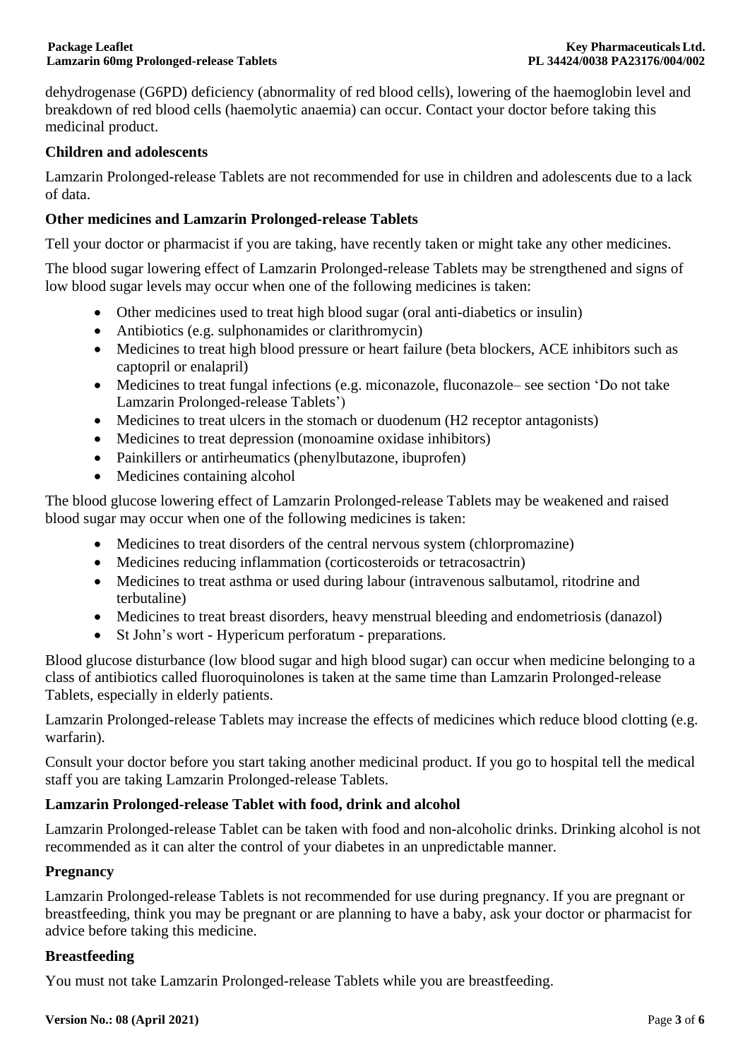dehydrogenase (G6PD) deficiency (abnormality of red blood cells), lowering of the haemoglobin level and breakdown of red blood cells (haemolytic anaemia) can occur. Contact your doctor before taking this medicinal product.

**Children and adolescents**

Lamzarin Prolonged-release Tablets are not recommended for use in children and adolescents due to a lack of data.

**Other medicines and Lamzarin Prolonged-release Tablets**

Tell your doctor or pharmacist if you are taking, have recently taken or might take any other medicines.

The blood sugar lowering effect of Lamzarin Prolonged-release Tablets may be strengthened and signs of low blood sugar levels may occur when one of the following medicines is taken:

- Other medicines used to treat high blood sugar (oral anti-diabetics or insulin)
- Antibiotics (e.g. sulphonamides or clarithromycin)
- Medicines to treat high blood pressure or heart failure (beta blockers, ACE inhibitors such as captopril or enalapril)
- Medicines to treat fungal infections (e.g. miconazole, fluconazole– see section 'Do not take Lamzarin Prolonged-release Tablets')
- Medicines to treat ulcers in the stomach or duodenum (H2 receptor antagonists)
- Medicines to treat depression (monoamine oxidase inhibitors)
- Painkillers or antirheumatics (phenylbutazone, ibuprofen)
- Medicines containing alcohol

The blood glucose lowering effect of Lamzarin Prolonged-release Tablets may be weakened and raised blood sugar may occur when one of the following medicines is taken:

- Medicines to treat disorders of the central nervous system (chlorpromazine)
- Medicines reducing inflammation (corticosteroids or tetracosactrin)
- Medicines to treat asthma or used during labour (intravenous salbutamol, ritodrine and terbutaline)
- Medicines to treat breast disorders, heavy menstrual bleeding and endometriosis (danazol)
- St John's wort - Hypericum perforatum - preparations.

Blood glucose disturbance (low blood sugar and high blood sugar) can occur when medicine belonging to a class of antibiotics called fluoroquinolones is taken at the same time than Lamzarin Prolonged-release Tablets, especially in elderly patients.

Lamzarin Prolonged-release Tablets may increase the effects of medicines which reduce blood clotting (e.g. warfarin).

Consult your doctor before you start taking another medicinal product. If you go to hospital tell the medical staff you are taking Lamzarin Prolonged-release Tablets.

**Lamzarin Prolonged-release Tablet with food, drink and alcohol**

Lamzarin Prolonged-release Tablet can be taken with food and non-alcoholic drinks. Drinking alcohol is not recommended as it can alter the control of your diabetes in an unpredictable manner.

**Pregnancy**

Lamzarin Prolonged-release Tablets is not recommended for use during pregnancy. If you are pregnant or breastfeeding, think you may be pregnant or are planning to have a baby, ask your doctor or pharmacist for advice before taking this medicine.

**Breastfeeding**

You must not take Lamzarin Prolonged-release Tablets while you are breastfeeding.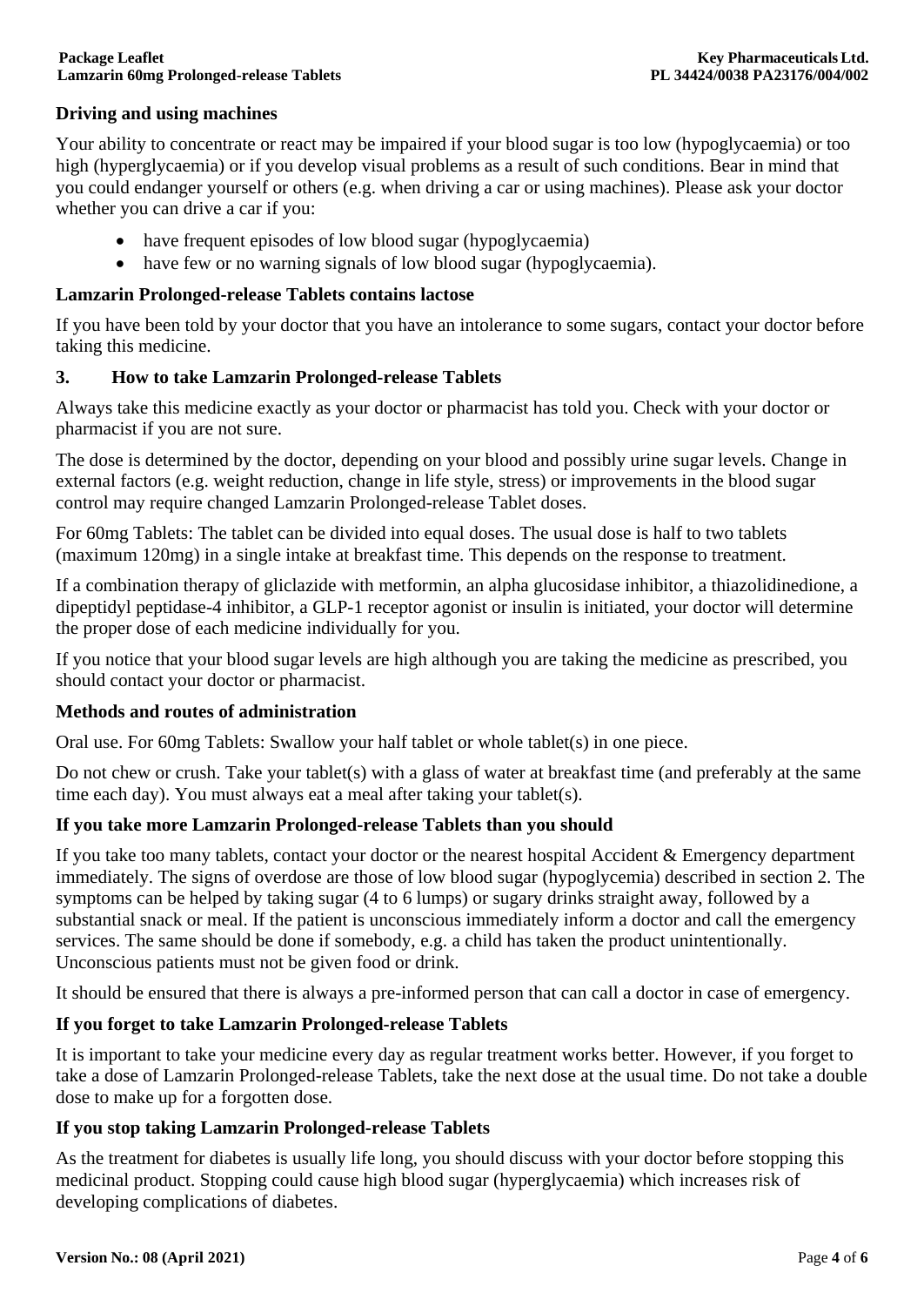### Driving and using machines

Your ability to concentrate or react may be impaired if your blood sugar is too low (hypoglycaemia) or too high (hyperglycaemia) or if you develop visual problems as a result of such conditions. Bear in mind that you could endanger yourself or others (e.g. when driving a car or using machines). Please ask your doctor whether you can drive a car if you:

- have frequent episodes of low blood sugar (hypoglycaemia)
- have few or no warning signals of low blood sugar (hypoglycaemia).

### Lamzarin Prolonged-release Tablets contains lactose

If you have been told by your doctor that you have an intolerance to some sugars, contact your doctor before taking this medicine.

## 3. How to take Lamzarin Prolonged-release Tablets

Always take this medicine exactly as your doctor or pharmacist has told you. Check with your doctor or pharmacist if you are not sure.

The dose is determined by the doctor, depending on your blood and possibly urine sugar levels. Change in external factors (e.g. weight reduction, change in life style, stress) or improvements in the blood sugar control may require changed Lamzarin Prolonged-release Tablet doses.

For 60mg Tablets: The tablet can be divided into equal doses. The usual dose is half to two tablets (maximum 120mg) in a single intake at breakfast time. This depends on the response to treatment.

If a combination therapy of gliclazide with metformin, an alpha glucosidase inhibitor, a thiazolidinedione, a dipeptidyl peptidase-4 inhibitor, a GLP-1 receptor agonist or insulin is initiated, your doctor will determine the proper dose of each medicine individually for you.

If you notice that your blood sugar levels are high although you are taking the medicine as prescribed, you should contact your doctor or pharmacist.

### Methods and routes of administration

Oral use. For 60mg Tablets: Swallow your half tablet or whole tablet(s) in one piece.

Do not chew or crush. Take your tablet(s) with a glass of water at breakfast time (and preferably at the same time each day). You must always eat a meal after taking your tablet(s).

### If you take more Lamzarin Prolonged-release Tablets than you should

If you take too many tablets, contact your doctor or the nearest hospital Accident & Emergency department immediately. The signs of overdose are those of low blood sugar (hypoglycemia) described in section 2. The symptoms can be helped by taking sugar (4 to 6 lumps) or sugary drinks straight away, followed by a substantial snack or meal. If the patient is unconscious immediately inform a doctor and call the emergency services. The same should be done if somebody, e.g. a child has taken the product unintentionally. Unconscious patients must not be given food or drink.

It should be ensured that there is always a pre-informed person that can call a doctor in case of emergency.

### If you forget to take Lamzarin Prolonged-release Tablets

It is important to take your medicine every day as regular treatment works better. However, if you forget to take a dose of Lamzarin Prolonged-release Tablets, take the next dose at the usual time. Do not take a double dose to make up for a forgotten dose.

### If you stop taking Lamzarin Prolonged-release Tablets

As the treatment for diabetes is usually life long, you should discuss with your doctor before stopping this medicinal product. Stopping could cause high blood sugar (hyperglycaemia) which increases risk of developing complications of diabetes.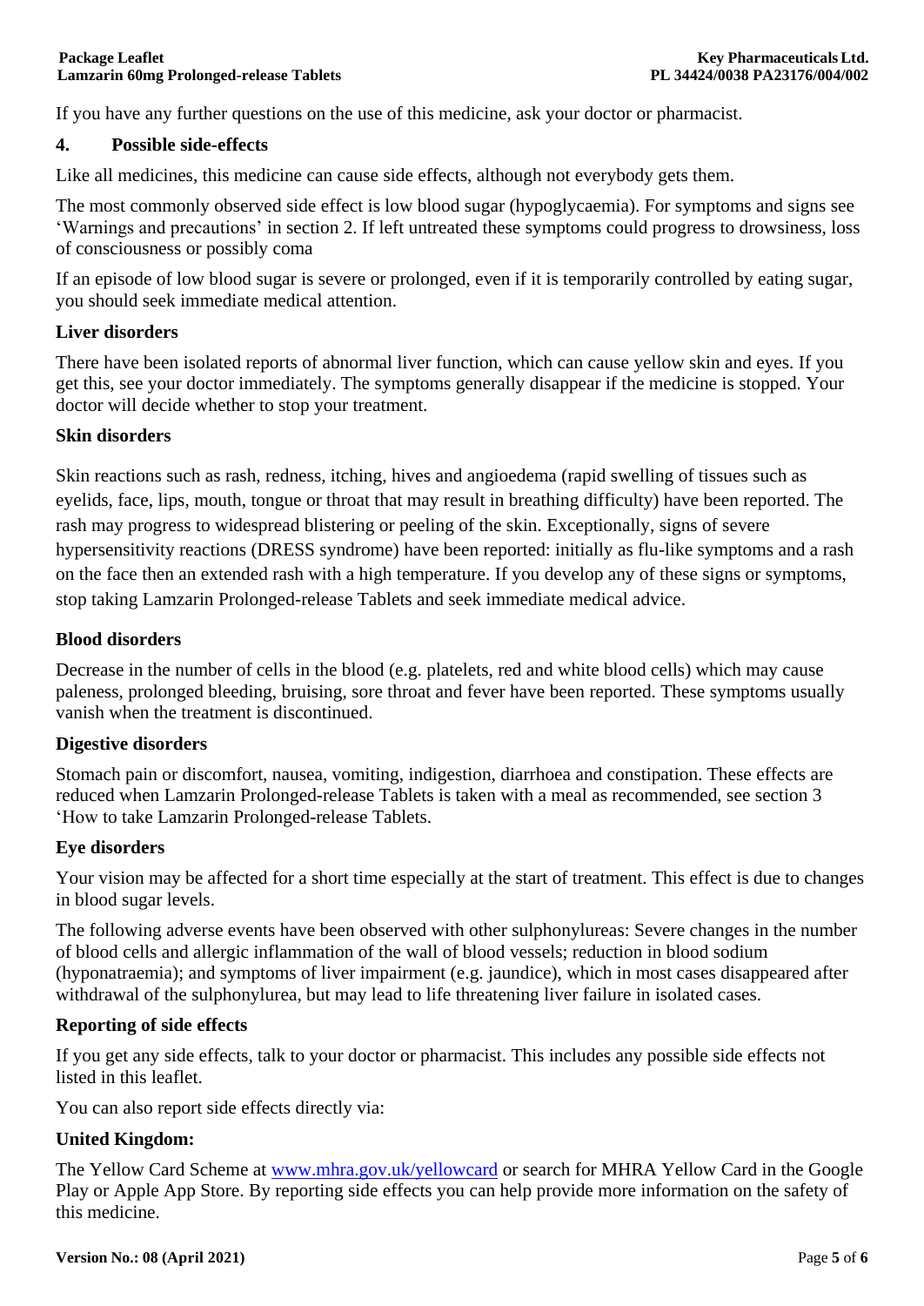If you have any further questions on the use of this medicine, ask your doctor or pharmacist.

## 4. Possible side-effects

Like all medicines, this medicine can cause side effects, although not everybody gets them.

The most commonly observed side effect is low blood sugar (hypoglycaemia). For symptoms and signs see 'Warnings and precautions' in section 2. If left untreated these symptoms could progress to drowsiness, loss of consciousness or possibly coma

If an episode of low blood sugar is severe or prolonged, even if it is temporarily controlled by eating sugar, you should seek immediate medical attention.

### Liver disorders

There have been isolated reports of abnormal liver function, which can cause yellow skin and eyes. If you get this, see your doctor immediately. The symptoms generally disappear if the medicine is stopped. Your doctor will decide whether to stop your treatment.

### Skin disorders

Skin reactions such as rash, redness, itching, hives and angioedema (rapid swelling of tissues such as eyelids, face, lips, mouth, tongue or throat that may result in breathing difficulty) have been reported. The rash may progress to widespread blistering or peeling of the skin. Exceptionally, signs of severe hypersensitivity reactions (DRESS syndrome) have been reported: initially as flu-like symptoms and a rash on the face then an extended rash with a high temperature. If you develop any of these signs or symptoms, stop taking Lamzarin Prolonged-release Tablets and seek immediate medical advice.

### Blood disorders

Decrease in the number of cells in the blood (e.g. platelets, red and white blood cells) which may cause paleness, prolonged bleeding, bruising, sore throat and fever have been reported. These symptoms usually vanish when the treatment is discontinued.

### Digestive disorders

Stomach pain or discomfort, nausea, vomiting, indigestion, diarrhoea and constipation. These effects are reduced when Lamzarin Prolonged-release Tablets is taken with a meal as recommended, see section 3 'How to take Lamzarin Prolonged-release Tablets.

### Eye disorders

Your vision may be affected for a short time especially at the start of treatment. This effect is due to changes in blood sugar levels.

The following adverse events have been observed with other sulphonylureas: Severe changes in the number of blood cells and allergic inflammation of the wall of blood vessels; reduction in blood sodium (hyponatraemia); and symptoms of liver impairment (e.g. jaundice), which in most cases disappeared after withdrawal of the sulphonylurea, but may lead to life threatening liver failure in isolated cases.

### Reporting of side effects

If you get any side effects, talk to your doctor or pharmacist. This includes any possible side effects not listed in this leaflet.

You can also report side effects directly via:

**United Kingdom:**

The Yellow Card Scheme at www.mhra.gov.uk/yellowcard or search for MHRA Yellow Card in the Google Play or Apple App Store. By reporting side effects you can help provide more information on the safety of this medicine.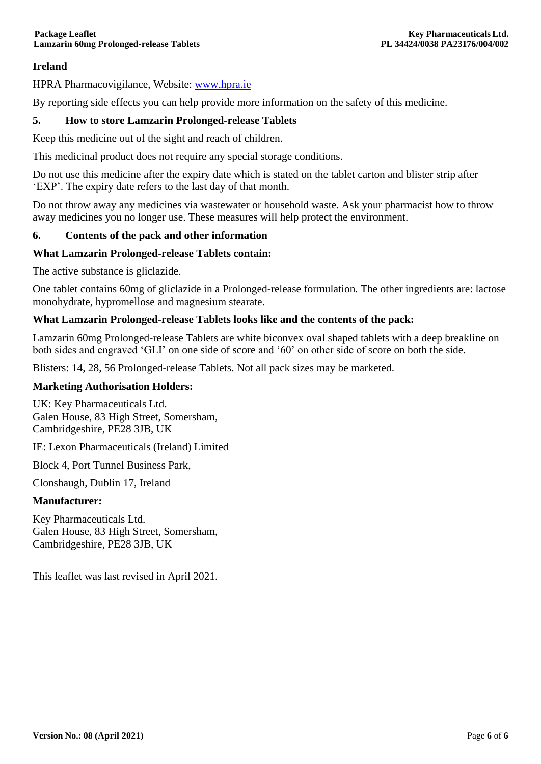**Ireland**

HPRA Pharmacovigilance, Website: www.hpra.ie

By reporting side effects you can help provide more information on the safety of this medicine.

## 5. How to store Lamzarin Prolonged-release Tablets

Keep this medicine out of the sight and reach of children.

This medicinal product does not require any special storage conditions.

Do not use this medicine after the expiry date which is stated on the tablet carton and blister strip after 'EXP'. The expiry date refers to the last day of that month.

Do not throw away any medicines via wastewater or household waste. Ask your pharmacist how to throw away medicines you no longer use. These measures will help protect the environment.

## 6. Contents of the pack and other information

### What Lamzarin Prolonged-release Tablets contain:

The active substance is gliclazide.

One tablet contains 60mg of gliclazide in a Prolonged-release formulation. The other ingredients are: lactose monohydrate, hypromellose and magnesium stearate.

### What Lamzarin Prolonged-release Tablets looks like and the contents of the pack:

Lamzarin 60mg Prolonged-release Tablets are white biconvex oval shaped tablets with a deep breakline on both sides and engraved 'GLI' on one side of score and '60' on other side of score on both the side.

Blisters: 14, 28, 56 Prolonged-release Tablets. Not all pack sizes may be marketed.

### Marketing Authorisation Holders:

UK: Key Pharmaceuticals Ltd.
Galen House, 83 High Street, Somersham,
Cambridgeshire, PE28 3JB, UK

IE: Lexon Pharmaceuticals (Ireland) Limited

Block 4, Port Tunnel Business Park,

Clonshaugh, Dublin 17, Ireland

### Manufacturer:

Key Pharmaceuticals Ltd.
Galen House, 83 High Street, Somersham,
Cambridgeshire, PE28 3JB, UK

This leaflet was last revised in April 2021.